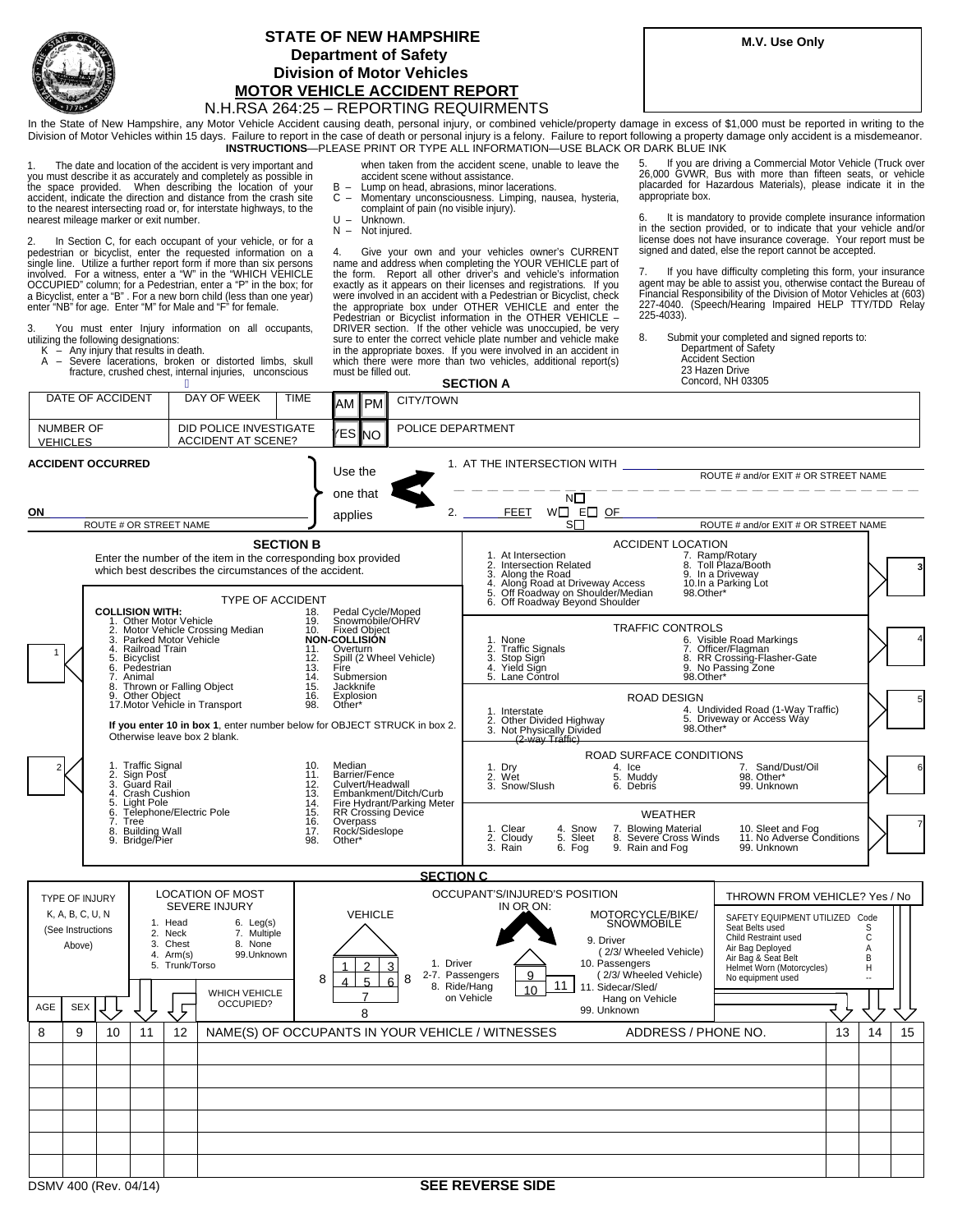# STATE OF NEW HAMPSHIRE
## Department of Safety
## Division of Motor Vehicles
## MOTOR VEHICLE ACCIDENT REPORT

N.H.RSA 264:25 – REPORTING REQUIRMENTS

**M.V. Use Only**

In the State of New Hampshire, any Motor Vehicle Accident causing death, personal injury, or combined vehicle/property damage in excess of $1,000 must be reported in writing to the Division of Motor Vehicles within 15 days. Failure to report in the case of death or personal injury is a felony. Failure to report following a property damage only accident is a misdemeanor.

**INSTRUCTIONS**—PLEASE PRINT OR TYPE ALL INFORMATION—USE BLACK OR DARK BLUE INK

1. The date and location of the accident is very important and you must describe it as accurately and completely as possible in the space provided. When describing the location of your accident, indicate the direction and distance from the crash site to the nearest intersecting road or, for interstate highways, to the nearest mileage marker or exit number.

2. In Section C, for each occupant of your vehicle, or for a pedestrian or bicyclist, enter the requested information on a single line. Utilize a further report form if more than six persons involved. For a witness, enter a "W" in the "WHICH VEHICLE OCCUPIED" column; for a Pedestrian, enter a "P" in the box; for a Bicyclist, enter a "B" . For a new born child (less than one year) enter "NB" for age. Enter "M" for Male and "F" for female.

3. You must enter Injury information on all occupants, utilizing the following designations:
- K – Any injury that results in death.
- A – Severe lacerations, broken or distorted limbs, skull fracture, crushed chest, internal injuries, unconscious when taken from the accident scene, unable to leave the accident scene without assistance.
- B – Lump on head, abrasions, minor lacerations.
- C – Momentary unconsciousness. Limping, nausea, hysteria, complaint of pain (no visible injury).
- U – Unknown.
- N – Not injured.

4. Give your own and your vehicles owner's CURRENT name and address when completing the YOUR VEHICLE part of the form. Report all other driver's and vehicle's information exactly as it appears on their licenses and registrations. If you were involved in an accident with a Pedestrian or Bicyclist, check the appropriate box under OTHER VEHICLE and enter the Pedestrian or Bicyclist information in the OTHER VEHICLE – DRIVER section. If the other vehicle was unoccupied, be very sure to enter the correct vehicle plate number and vehicle make in the appropriate boxes. If you were involved in an accident in which there were more than two vehicles, additional report(s) must be filled out.

5. If you are driving a Commercial Motor Vehicle (Truck over 26,000 GVWR, Bus with more than fifteen seats, or vehicle placarded for Hazardous Materials), please indicate it in the appropriate box.

6. It is mandatory to provide complete insurance information in the section provided, or to indicate that your vehicle and/or license does not have insurance coverage. Your report must be signed and dated, else the report cannot be accepted.

7. If you have difficulty completing this form, your insurance agent may be able to assist you, otherwise contact the Bureau of Financial Responsibility of the Division of Motor Vehicles at (603) 227-4040. (Speech/Hearing Impaired HELP TTY/TDD Relay 225-4033).

8. Submit your completed and signed reports to:
Department of Safety
Accident Section
23 Hazen Drive
Concord, NH 03305

## SECTION A

| DATE OF ACCIDENT | DAY OF WEEK | TIME | AM / PM | CITY/TOWN |
|---|---|---|---|---|
| NUMBER OF VEHICLES | DID POLICE INVESTIGATE ACCIDENT AT SCENE? | | YES / NO | POLICE DEPARTMENT |

**ACCIDENT OCCURRED** ON ______ (ROUTE # OR STREET NAME) — Use the one that applies:

1. AT THE INTERSECTION WITH ______ (ROUTE # and/or EXIT # OR STREET NAME)
2. ______ FEET N☐ W☐ E☐ S☐ OF ______ (ROUTE # and/or EXIT # OR STREET NAME)

## SECTION B

Enter the number of the item in the corresponding box provided which best describes the circumstances of the accident.

**TYPE OF ACCIDENT** (Box 1)

**COLLISION WITH:**
1. Other Motor Vehicle
2. Motor Vehicle Crossing Median
3. Parked Motor Vehicle
4. Railroad Train
5. Bicyclist
6. Pedestrian
7. Animal
8. Thrown or Falling Object
9. Other Object
17. Motor Vehicle in Transport
18. Pedal Cycle/Moped
19. Snowmobile/OHRV
10. Fixed Object

**NON-COLLISION**
11. Overturn
12. Spill (2 Wheel Vehicle)
13. Fire
14. Submersion
15. Jackknife
16. Explosion
98. Other*

**If you enter 10 in box 1**, enter number below for OBJECT STRUCK in box 2. Otherwise leave box 2 blank. (Box 2)

1. Traffic Signal
2. Sign Post
3. Guard Rail
4. Crash Cushion
5. Light Pole
6. Telephone/Electric Pole
7. Tree
8. Building Wall
9. Bridge/Pier
10. Median
11. Barrier/Fence
12. Culvert/Headwall
13. Embankment/Ditch/Curb
14. Fire Hydrant/Parking Meter
15. RR Crossing Device
16. Overpass
17. Rock/Sideslope
98. Other*

**ACCIDENT LOCATION** (Box 3)
1. At Intersection
2. Intersection Related
3. Along the Road
4. Along Road at Driveway Access
5. Off Roadway on Shoulder/Median
6. Off Roadway Beyond Shoulder
7. Ramp/Rotary
8. Toll Plaza/Booth
9. In a Driveway
10. In a Parking Lot
98. Other*

**TRAFFIC CONTROLS** (Box 4)
1. None
2. Traffic Signals
3. Stop Sign
4. Yield Sign
5. Lane Control
6. Visible Road Markings
7. Officer/Flagman
8. RR Crossing-Flasher-Gate
9. No Passing Zone
98. Other*

**ROAD DESIGN** (Box 5)
1. Interstate
2. Other Divided Highway
3. Not Physically Divided (2-way Traffic)
4. Undivided Road (1-Way Traffic)
5. Driveway or Access Way
98. Other*

**ROAD SURFACE CONDITIONS** (Box 6)
1. Dry
2. Wet
3. Snow/Slush
4. Ice
5. Muddy
6. Debris
7. Sand/Dust/Oil
98. Other*
99. Unknown

**WEATHER** (Box 7)
1. Clear
2. Cloudy
3. Rain
4. Snow
5. Sleet
6. Fog
7. Blowing Material
8. Severe Cross Winds
9. Rain and Fog
10. Sleet and Fog
11. No Adverse Conditions
99. Unknown

## SECTION C

**TYPE OF INJURY**: K, A, B, C, U, N (See Instructions Above)

**LOCATION OF MOST SEVERE INJURY**
1. Head
2. Neck
3. Chest
4. Arm(s)
5. Trunk/Torso
6. Leg(s)
7. Multiple
8. None
99. Unknown

**OCCUPANT'S/INJURED'S POSITION IN OR ON:**

VEHICLE (seat positions 1–8):
1. Driver
2-7. Passengers
8. Ride/Hang on Vehicle

MOTORCYCLE/BIKE/SNOWMOBILE (positions 9–11):
9. Driver (2/3/ Wheeled Vehicle)
10. Passengers (2/3/ Wheeled Vehicle)
11. Sidecar/Sled/ Hang on Vehicle
99. Unknown

WHICH VEHICLE OCCUPIED?

**THROWN FROM VEHICLE?** Yes / No

| SAFETY EQUIPMENT UTILIZED | Code |
|---|---|
| Seat Belts used | S |
| Child Restraint used | C |
| Air Bag Deployed | A |
| Air Bag & Seat Belt | B |
| Helmet Worn (Motorcycles) | H |
| No equipment used | -- |

| AGE (8) | SEX (9) | TYPE OF INJURY (10) | LOCATION OF MOST SEVERE INJURY (11) | POSITION (12) | NAME(S) OF OCCUPANTS IN YOUR VEHICLE / WITNESSES | ADDRESS / PHONE NO. | WHICH VEHICLE OCCUPIED? (13) | THROWN FROM VEHICLE? (14) | SAFETY EQUIPMENT (15) |
|---|---|---|---|---|---|---|---|---|---|
| | | | | | | | | | |
| | | | | | | | | | |
| | | | | | | | | | |
| | | | | | | | | | |
| | | | | | | | | | |
| | | | | | | | | | |

DSMV 400 (Rev. 04/14)

**SEE REVERSE SIDE**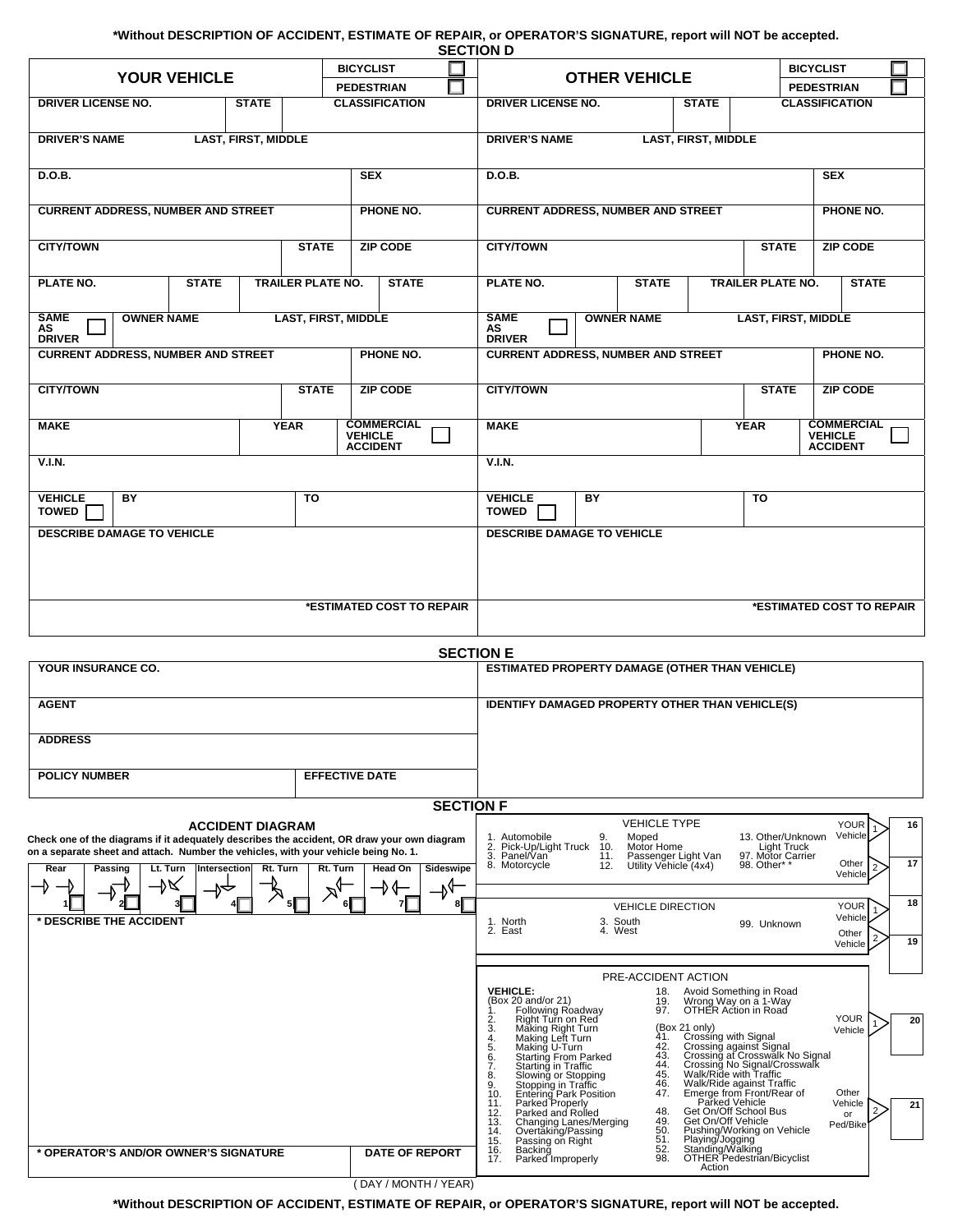**\*Without DESCRIPTION OF ACCIDENT, ESTIMATE OF REPAIR, or OPERATOR'S SIGNATURE, report will NOT be accepted.**

## SECTION D

| YOUR VEHICLE | BICYCLIST ☐ PEDESTRIAN ☐ | OTHER VEHICLE | BICYCLIST ☐ PEDESTRIAN ☐ |
|---|---|---|---|
| DRIVER LICENSE NO. / STATE / CLASSIFICATION | | DRIVER LICENSE NO. / STATE / CLASSIFICATION | |
| DRIVER'S NAME LAST, FIRST, MIDDLE | | DRIVER'S NAME LAST, FIRST, MIDDLE | |
| D.O.B. | SEX | D.O.B. | SEX |
| CURRENT ADDRESS, NUMBER AND STREET | PHONE NO. | CURRENT ADDRESS, NUMBER AND STREET | PHONE NO. |
| CITY/TOWN / STATE | ZIP CODE | CITY/TOWN / STATE | ZIP CODE |
| PLATE NO. / STATE / TRAILER PLATE NO. | STATE | PLATE NO. / STATE / TRAILER PLATE NO. | STATE |
| SAME AS DRIVER ☐ OWNER NAME LAST, FIRST, MIDDLE | | SAME AS DRIVER ☐ OWNER NAME LAST, FIRST, MIDDLE | |
| CURRENT ADDRESS, NUMBER AND STREET | PHONE NO. | CURRENT ADDRESS, NUMBER AND STREET | PHONE NO. |
| CITY/TOWN / STATE | ZIP CODE | CITY/TOWN / STATE | ZIP CODE |
| MAKE / YEAR | COMMERCIAL VEHICLE ACCIDENT ☐ | MAKE / YEAR | COMMERCIAL VEHICLE ACCIDENT ☐ |
| V.I.N. | | V.I.N. | |
| VEHICLE TOWED ☐ BY | TO | VEHICLE TOWED ☐ BY | TO |
| DESCRIBE DAMAGE TO VEHICLE | | DESCRIBE DAMAGE TO VEHICLE | |
| | \*ESTIMATED COST TO REPAIR | | \*ESTIMATED COST TO REPAIR |

## SECTION E

| | |
|---|---|
| YOUR INSURANCE CO. | ESTIMATED PROPERTY DAMAGE (OTHER THAN VEHICLE) |
| AGENT | IDENTIFY DAMAGED PROPERTY OTHER THAN VEHICLE(S) |
| ADDRESS | |
| POLICY NUMBER / EFFECTIVE DATE | |

## SECTION F

### ACCIDENT DIAGRAM

Check one of the diagrams if it adequately describes the accident, OR draw your own diagram on a separate sheet and attach. Number the vehicles, with your vehicle being No. 1.

| Rear | Passing | Lt. Turn | Intersection | Rt. Turn | Rt. Turn | Head On | Sideswipe |
|---|---|---|---|---|---|---|---|
| 1 ☐ | 2 ☐ | 3 ☐ | 4 ☐ | 5 ☐ | 6 ☐ | 7 ☐ | 8 ☐ |

\* DESCRIBE THE ACCIDENT

| | |
|---|---|
| \* OPERATOR'S AND/OR OWNER'S SIGNATURE | DATE OF REPORT |

( DAY / MONTH / YEAR)

**VEHICLE TYPE**

1. Automobile
2. Pick-Up/Light Truck
3. Panel/Van
8. Motorcycle
9. Moped
10. Motor Home
11. Passenger Light Van
12. Utility Vehicle (4x4)
13. Other/Unknown Light Truck
97. Motor Carrier
98. Other\*\*

YOUR Vehicle 1 — 16
Other Vehicle 2 — 17

**VEHICLE DIRECTION**

1. North
2. East
3. South
4. West
99. Unknown

YOUR Vehicle 1 — 18
Other Vehicle 2 — 19

**PRE-ACCIDENT ACTION**

VEHICLE:
(Box 20 and/or 21)
1. Following Roadway
2. Right Turn on Red
3. Making Right Turn
4. Making Left Turn
5. Making U-Turn
6. Starting From Parked
7. Starting in Traffic
8. Slowing or Stopping
9. Stopping in Traffic
10. Entering Park Position
11. Parked Properly
12. Parked and Rolled
13. Changing Lanes/Merging
14. Overtaking/Passing
15. Passing on Right
16. Backing
17. Parked Improperly
18. Avoid Something in Road
19. Wrong Way on a 1-Way
97. OTHER Action in Road

(Box 21 only)
41. Crossing with Signal
42. Crossing against Signal
43. Crossing at Crosswalk No Signal
44. Crossing No Signal/Crosswalk
45. Walk/Ride with Traffic
46. Walk/Ride against Traffic
47. Emerge from Front/Rear of Parked Vehicle
48. Get On/Off School Bus
49. Get On/Off Vehicle
50. Pushing/Working on Vehicle
51. Playing/Jogging
52. Standing/Walking
98. OTHER Pedestrian/Bicyclist Action

YOUR Vehicle 1 — 20
Other Vehicle or Ped/Bike 2 — 21

**\*Without DESCRIPTION OF ACCIDENT, ESTIMATE OF REPAIR, or OPERATOR'S SIGNATURE, report will NOT be accepted.**